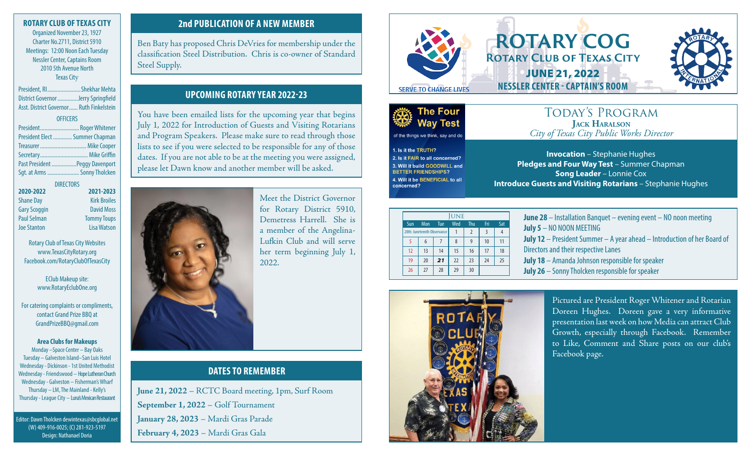# ROTARY COG
## Rotary Club of Texas City
### JUNE 21, 2022
### NESSLER CENTER - CAPTAIN'S ROOM

SERVE TO CHANGE LIVES

**ROTARY CLUB OF TEXAS CITY**

Organized November 23, 1927
Charter No.2711, District 5910
Meetings: 12:00 Noon Each Tuesday
Nessler Center, Captains Room
2010 5th Avenue North
Texas City

President, RI....................... Shekhar Mehta
District Governor.............Jerry Springfield
Asst. District Governor...... Ruth Finkelstein

OFFICERS

President........................... Roger Whitener
President Elect ............ Summer Chapman
Treasurer ................................ Mike Cooper
Secretary................................ Mike Griffin
Past President ................Peggy Davenport
Sgt. at Arms ...................... Sonny Tholcken

DIRECTORS

| 2020-2022 | 2021-2023 |
|---|---|
| Shane Day | Kirk Broiles |
| Gary Scoggin | David Moss |
| Paul Selman | Tommy Toups |
| Joe Stanton | Lisa Watson |

Rotary Club of Texas City Websites
www.TexasCityRotary.org
Facebook.com/RotaryClubOfTexasCity

EClub Makeup site:
www.RotaryEclubOne.org

For catering complaints or compliments, contact Grand Prize BBQ at GrandPrizeBBQ@gmail.com

**Area Clubs for Makeups**

Monday –Space Center – Bay Oaks
Tuesday – Galveston Island–San Luis Hotel
Wednesday - Dickinson - 1st United Methodist
Wednesday - Friendswood – Hope Lutheran Church
Wednesday - Galveston – Fisherman's Wharf
Thursday – LM, The Mainland - Kelly's
Thursday - League City – Luna's Mexican Restaurant

Editor: Dawn Tholcken dewintexas@sbcglobal.net
(W) 409-916-0025; (C) 281-923-5197
Design: Nathanael Doria

## 2nd PUBLICATION OF A NEW MEMBER

Ben Baty has proposed Chris DeVries for membership under the classification Steel Distribution. Chris is co-owner of Standard Steel Supply.

## UPCOMING ROTARY YEAR 2022-23

You have been emailed lists for the upcoming year that begins July 1, 2022 for Introduction of Guests and Visiting Rotarians and Program Speakers. Please make sure to read through those lists to see if you were selected to be responsible for any of those dates. If you are not able to be at the meeting you were assigned, please let Dawn know and another member will be asked.

Meet the District Governor for Rotary District 5910, Demetress Harrell. She is a member of the Angelina-Lufkin Club and will serve her term beginning July 1, 2022.

## DATES TO REMEMBER

**June 21, 2022** – RCTC Board meeting, 1pm, Surf Room
**September 1, 2022** – Golf Tournament
**January 28, 2023** – Mardi Gras Parade
**February 4, 2023** – Mardi Gras Gala

### The Four Way Test

of the things we think, say and do

1. Is it the TRUTH?
2. Is it FAIR to all concerned?
3. Will it build GOODWILL and BETTER FRIENDSHIPS?
4. Will it be BENEFICIAL to all concerned?

## TODAY'S PROGRAM

**JACK HARALSON**
*City of Texas City Public Works Director*

**Invocation** – Stephanie Hughes
**Pledges and Four Way Test** – Summer Chapman
**Song Leader** – Lonnie Cox
**Introduce Guests and Visiting Rotarians** – Stephanie Hughes

| JUNE | | | | | | |
|---|---|---|---|---|---|---|
| Sun | Mon | Tue | Wed | Thu | Fri | Sat |
| 20th: Juneteenth Observance | | | 1 | 2 | 3 | 4 |
| 5 | 6 | 7 | 8 | 9 | 10 | 11 |
| 12 | 13 | 14 | 15 | 16 | 17 | 18 |
| 19 | 20 | **21** | 22 | 23 | 24 | 25 |
| 26 | 27 | 28 | 29 | 30 | | |

**June 28** – Installation Banquet – evening event – NO noon meeting
**July 5** – NO NOON MEETING
**July 12** – President Summer – A year ahead – Introduction of her Board of Directors and their respective Lanes
**July 18** – Amanda Johnson responsible for speaker
**July 26** – Sonny Tholcken responsible for speaker

Pictured are President Roger Whitener and Rotarian Doreen Hughes. Doreen gave a very informative presentation last week on how Media can attract Club Growth, especially through Facebook. Remember to Like, Comment and Share posts on our club's Facebook page.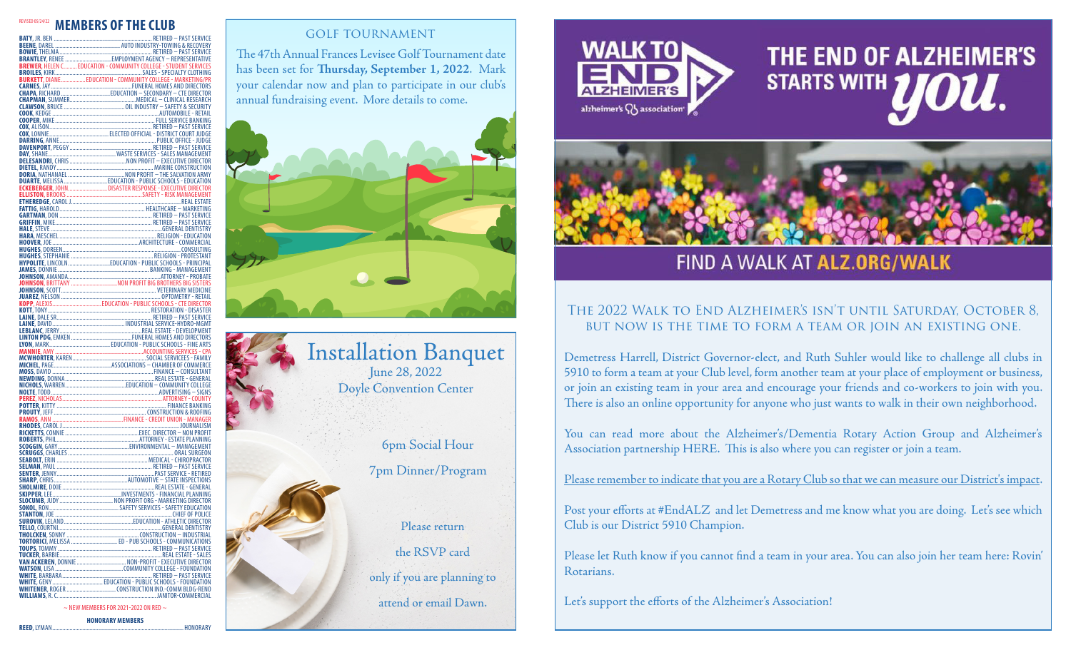REVISED 05/24/22

# MEMBERS OF THE CLUB

| | |
|---|---|
| **BATY**, JR. BEN | RETIRED – PAST SERVICE |
| **BEENE**, DAREL | AUTO INDUSTRY-TOWING & RECOVERY |
| **BOWIE**, THELMA | RETIRED – PAST SERVICE |
| **BRANTLEY**, RENEE | EMPLOYMENT AGENCY – REPRESENTATIVE |
| **BREWER**, HELEN C. | EDUCATION - COMMUNITY COLLEGE - STUDENT SERVICES |
| **BROILES**, KIRK | SALES - SPECIALTY CLOTHING |
| **BURKETT**, DIANE | EDUCATION - COMMUNITY COLLEGE - MARKETING/PR |
| **CARNES**, JAY | FUNERAL HOMES AND DIRECTORS |
| **CHAPA**, RICHARD | EDUCATION – SECONDARY – CTE DIRECTOR |
| **CHAPMAN**, SUMMER | MEDICAL – CLINICAL RESEARCH |
| **CLAWSON**, BRUCE | OIL INDUSTRY – SAFETY & SECURITY |
| **COOK**, KEDGE | AUTOMOBILE - RETAIL |
| **COOPER**, MIKE | FULL SERVICE BANKING |
| **COX**, ALISON | RETIRED – PAST SERVICE |
| **COX**, LONNIE | ELECTED OFFICIAL - DISTRICT COURT JUDGE |
| **DARRING**, ANNE | PUBLIC OFFICE - JUDGE |
| **DAVENPORT**, PEGGY | RETIRED – PAST SERVICE |
| **DAY**, SHANE | WASTE SERVICES - SALES MANAGEMENT |
| **DELESANDRI**, CHRIS | NON PROFIT – EXECUTIVE DIRECTOR |
| **DIETEL**, RANDY | MARINE CONSTRUCTION |
| **DORIA**, NATHANAEL | NON PROFIT – THE SALVATION ARMY |
| **DUARTE**, MELISSA | EDUCATION - PUBLIC SCHOOLS - EDUCATION |
| **ECKEBERGER**, JOHN | DISASTER RESPONSE - EXECUTIVE DIRECTOR |
| **ELLISTON**, BROOKS | SAFETY - RISK MANAGEMENT |
| **ETHEREDGE**, CAROL J. | REAL ESTATE |
| **FATTIG**, HAROLD | HEALTHCARE – MARKETING |
| **GARTMAN**, DON | RETIRED – PAST SERVICE |
| **GRIFFIN**, MIKE | RETIRED – PAST SERVICE |
| **HALE**, STEVE | GENERAL DENTISTRY |
| **HARA**, MESCHEL | RELIGION - EDUCATION |
| **HOOVER**, JOE | ARCHITECTURE - COMMERCIAL |
| **HUGHES**, DOREEN | CONSULTING |
| **HUGHES**, STEPHANIE | RELIGION - PROTESTANT |
| **HYPOLITE**, LINCOLN | EDUCATION - PUBLIC SCHOOLS - PRINCIPAL |
| **JAMES**, DONNIE | BANKING - MANAGEMENT |
| **JOHNSON**, AMANDA | ATTORNEY - PROBATE |
| **JOHNSON**, BRITTANY | NON PROFIT BIG BROTHERS BIG SISTERS |
| **JOHNSON**, SCOTT | VETERINARY MEDICINE |
| **JUAREZ**, NELSON | OPTOMETRY - RETAIL |
| **KOPP**, ALEXIS | EDUCATION - PUBLIC SCHOOLS - CTE DIRECTOR |
| **KOTT**, TONY | RESTORATION - DISASTER |
| **LAINE**, DALE SR. | RETIRED – PAST SERVICE |
| **LAINE**, DAVID | INDUSTRIAL SERVICE-HYDRO-MGMT |
| **LEBLANC**, JERRY | REAL ESTATE - DEVELOPMENT |
| **LINTON PDG**, EMKEN | FUNERAL HOMES AND DIRECTORS |
| **LYON**, MARK | EDUCATION - PUBLIC SCHOOLS - FINE ARTS |
| **MANNIE**, AMY | ACCOUNTING SERVICES - CPA |
| **MCWHORTER**, KAREN | SOCIAL SERVICES - FAMILY |
| **MICHEL**, PAGE | ASSOCIATIONS – CHAMBER OF COMMERCE |
| **MOSS**, DAVID | FINANCE – CONSULTANT |
| **NEWDING**, DONNA | REAL ESTATE - GENERAL |
| **NICHOLS**, WARREN | EDUCATION – COMMUNITY COLLEGE |
| **NOLTE**, TODD | ADVERTISING – SIGNS |
| **PEREZ**, NICHOLAS | ATTORNEY - COUNTY |
| **POTTER**, KITTY | FINANCE BANKING |
| **PROUTY**, JEFF | CONSTRUCTION & ROOFING |
| **RAMOS**, ANN | FINANCE - CREDIT UNION - MANAGER |
| **RHODES**, CAROL J. | JOURNALISM |
| **RICKETTS**, CONNIE | EXEC. DIRECTOR – NON PROFIT |
| **ROBERTS**, PHIL | ATTORNEY - ESTATE PLANNING |
| **SCOGGIN**, GARY | ENVIRONMENTAL – MANAGEMENT |
| **SCRUGGS**, CHARLES | ORAL SURGEON |
| **SEABOLT**, ERIN | MEDICAL - CHIROPRACTOR |
| **SELMAN**, PAUL | RETIRED – PAST SERVICE |
| **SENTER**, JENNY | PAST SERVICE - RETIRED |
| **SHARP**, CHRIS | AUTOMOTIVE – STATE INSPECTIONS |
| **SHOLMIRE**, DIXIE | REAL ESTATE - GENERAL |
| **SKIPPER**, LEE | INVESTMENTS - FINANCIAL PLANNING |
| **SLOCUMB**, JUDY | NON PROFIT ORG - MARKETING DIRECTOR |
| **SOKOL**, RON | SAFETY SERVICES - SAFETY EDUCATION |
| **STANTON**, JOE | CHIEF OF POLICE |
| **SUROVIK**, LELAND | EDUCATION - ATHLETIC DIRECTOR |
| **TELLO**, COURTNI | GENERAL DENTISTRY |
| **THOLCKEN**, SONNY | CONSTRUCTION – INDUSTRIAL |
| **TORTORICI**, MELISSA | ED - PUB SCHOOLS - COMMUNICATIONS |
| **TOUPS**, TOMMY | RETIRED – PAST SERVICE |
| **TUCKER**, BARBIE | REAL ESTATE - SALES |
| **VAN ACKEREN**, DONNIE | NON-PROFIT - EXECUTIVE DIRECTOR |
| **WATSON**, LISA | COMMUNITY COLLEGE - FOUNDATION |
| **WHITE**, BARBARA | RETIRED – PAST SERVICE |
| **WHITE**, GENY | EDUCATION - PUBLIC SCHOOLS - FOUNDATION |
| **WHITENER**, ROGER | CONSTRUCTION IND.-COMM BLDG-RENO |
| **WILLIAMS**, R. C. | JANITOR-COMMERCIAL |

~ NEW MEMBERS FOR 2021-2022 ON RED ~

**HONORARY MEMBERS**

| | |
|---|---|
| **REED**, LYMAN | HONORARY |

## GOLF TOURNAMENT

The 47th Annual Frances Levisee Golf Tournament date has been set for **Thursday, September 1, 2022**. Mark your calendar now and plan to participate in our club's annual fundraising event. More details to come.

## Installation Banquet

June 28, 2022

Doyle Convention Center

6pm Social Hour

7pm Dinner/Program

Please return the RSVP card only if you are planning to attend or email Dawn.

## WALK TO END ALZHEIMER'S

alzheimer's association

# THE END OF ALZHEIMER'S STARTS WITH *you.*

FIND A WALK AT **ALZ.ORG/WALK**

### The 2022 Walk to End Alzheimer's isn't until Saturday, October 8, but now is the time to form a team or join an existing one.

Demetress Harrell, District Governor-elect, and Ruth Suhler would like to challenge all clubs in 5910 to form a team at your Club level, form another team at your place of employment or business, or join an existing team in your area and encourage your friends and co-workers to join with you. There is also an online opportunity for anyone who just wants to walk in their own neighborhood.

You can read more about the Alzheimer's/Dementia Rotary Action Group and Alzheimer's Association partnership HERE. This is also where you can register or join a team.

Please remember to indicate that you are a Rotary Club so that we can measure our District's impact.

Post your efforts at #EndALZ and let Demetress and me know what you are doing. Let's see which Club is our District 5910 Champion.

Please let Ruth know if you cannot find a team in your area. You can also join her team here: Rovin' Rotarians.

Let's support the efforts of the Alzheimer's Association!